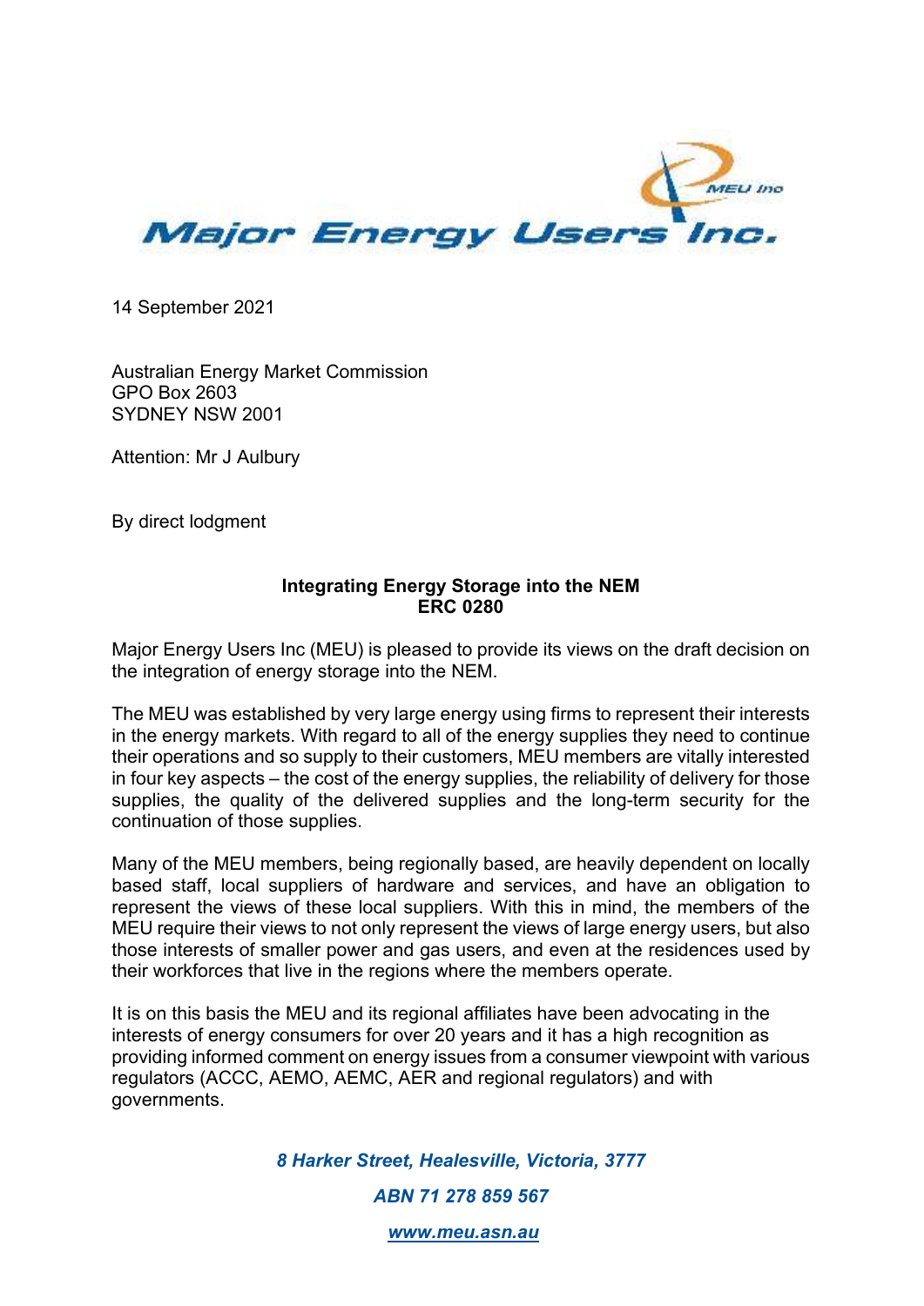# Major Energy Users Inc.

14 September 2021

Australian Energy Market Commission
GPO Box 2603
SYDNEY NSW 2001

Attention: Mr J Aulbury

By direct lodgment

**Integrating Energy Storage into the NEM**
**ERC 0280**

Major Energy Users Inc (MEU) is pleased to provide its views on the draft decision on the integration of energy storage into the NEM.

The MEU was established by very large energy using firms to represent their interests in the energy markets. With regard to all of the energy supplies they need to continue their operations and so supply to their customers, MEU members are vitally interested in four key aspects – the cost of the energy supplies, the reliability of delivery for those supplies, the quality of the delivered supplies and the long-term security for the continuation of those supplies.

Many of the MEU members, being regionally based, are heavily dependent on locally based staff, local suppliers of hardware and services, and have an obligation to represent the views of these local suppliers. With this in mind, the members of the MEU require their views to not only represent the views of large energy users, but also those interests of smaller power and gas users, and even at the residences used by their workforces that live in the regions where the members operate.

It is on this basis the MEU and its regional affiliates have been advocating in the interests of energy consumers for over 20 years and it has a high recognition as providing informed comment on energy issues from a consumer viewpoint with various regulators (ACCC, AEMO, AEMC, AER and regional regulators) and with governments.

*8 Harker Street, Healesville, Victoria, 3777*

*ABN 71 278 859 567*

*www.meu.asn.au*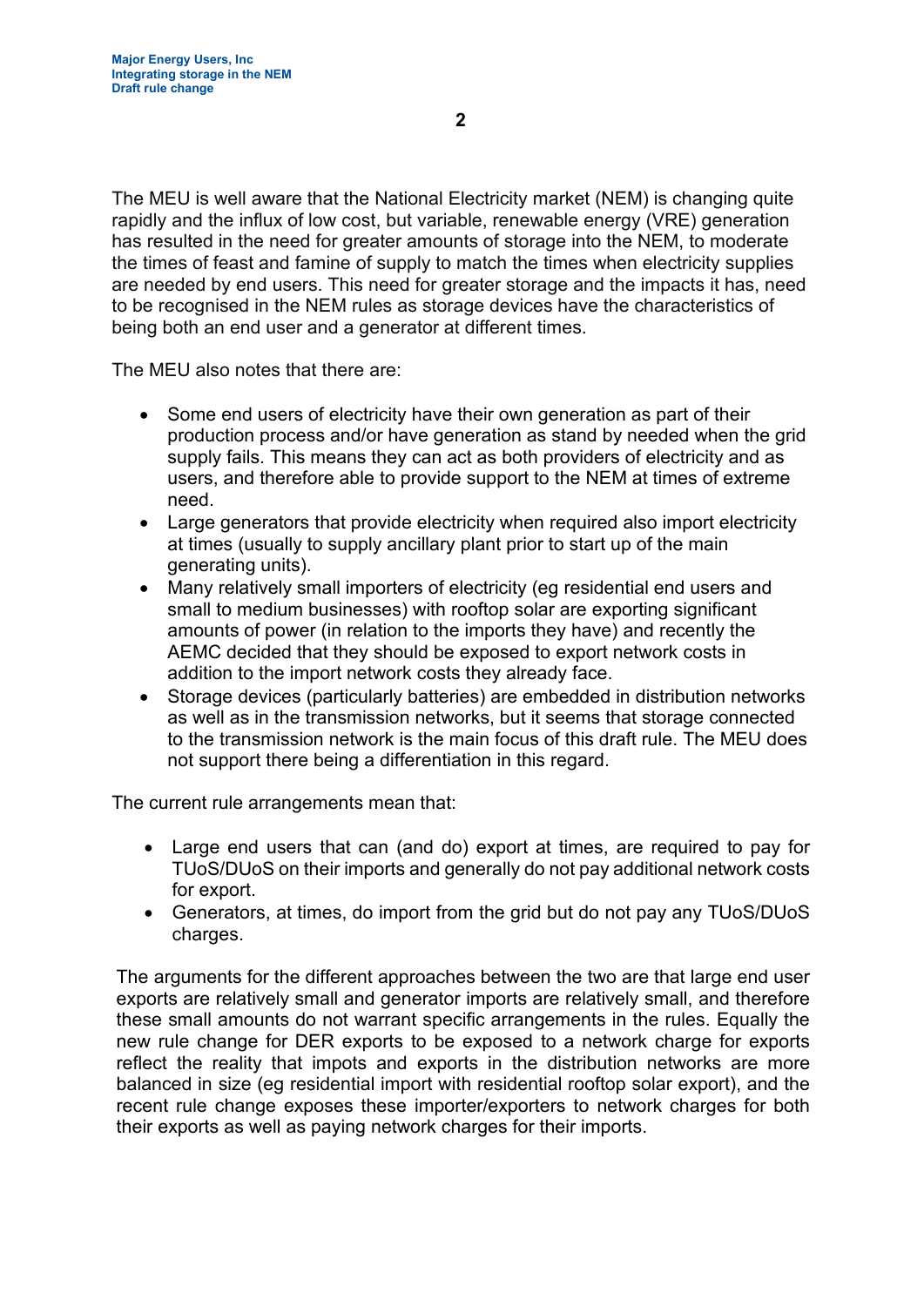The MEU is well aware that the National Electricity market (NEM) is changing quite rapidly and the influx of low cost, but variable, renewable energy (VRE) generation has resulted in the need for greater amounts of storage into the NEM, to moderate the times of feast and famine of supply to match the times when electricity supplies are needed by end users. This need for greater storage and the impacts it has, need to be recognised in the NEM rules as storage devices have the characteristics of being both an end user and a generator at different times.

The MEU also notes that there are:

- Some end users of electricity have their own generation as part of their production process and/or have generation as stand by needed when the grid supply fails. This means they can act as both providers of electricity and as users, and therefore able to provide support to the NEM at times of extreme need.
- Large generators that provide electricity when required also import electricity at times (usually to supply ancillary plant prior to start up of the main generating units).
- Many relatively small importers of electricity (eg residential end users and small to medium businesses) with rooftop solar are exporting significant amounts of power (in relation to the imports they have) and recently the AEMC decided that they should be exposed to export network costs in addition to the import network costs they already face.
- Storage devices (particularly batteries) are embedded in distribution networks as well as in the transmission networks, but it seems that storage connected to the transmission network is the main focus of this draft rule. The MEU does not support there being a differentiation in this regard.

The current rule arrangements mean that:

- Large end users that can (and do) export at times, are required to pay for TUoS/DUoS on their imports and generally do not pay additional network costs for export.
- Generators, at times, do import from the grid but do not pay any TUoS/DUoS charges.

The arguments for the different approaches between the two are that large end user exports are relatively small and generator imports are relatively small, and therefore these small amounts do not warrant specific arrangements in the rules. Equally the new rule change for DER exports to be exposed to a network charge for exports reflect the reality that impots and exports in the distribution networks are more balanced in size (eg residential import with residential rooftop solar export), and the recent rule change exposes these importer/exporters to network charges for both their exports as well as paying network charges for their imports.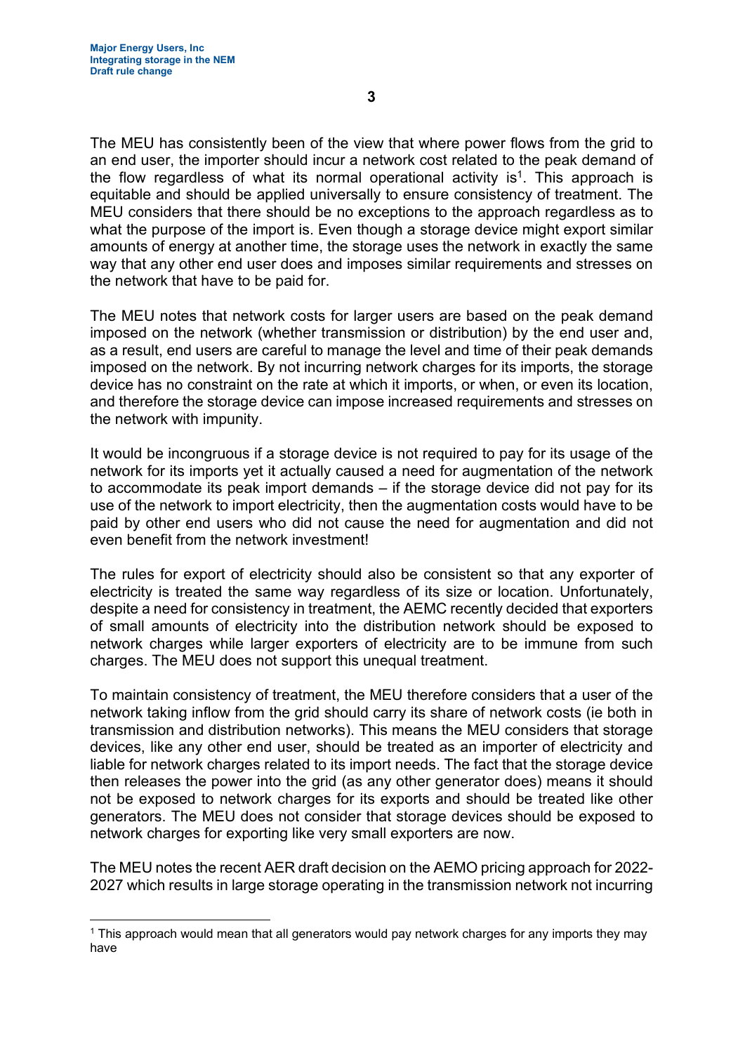The MEU has consistently been of the view that where power flows from the grid to an end user, the importer should incur a network cost related to the peak demand of the flow regardless of what its normal operational activity is[1]. This approach is equitable and should be applied universally to ensure consistency of treatment. The MEU considers that there should be no exceptions to the approach regardless as to what the purpose of the import is. Even though a storage device might export similar amounts of energy at another time, the storage uses the network in exactly the same way that any other end user does and imposes similar requirements and stresses on the network that have to be paid for.

The MEU notes that network costs for larger users are based on the peak demand imposed on the network (whether transmission or distribution) by the end user and, as a result, end users are careful to manage the level and time of their peak demands imposed on the network. By not incurring network charges for its imports, the storage device has no constraint on the rate at which it imports, or when, or even its location, and therefore the storage device can impose increased requirements and stresses on the network with impunity.

It would be incongruous if a storage device is not required to pay for its usage of the network for its imports yet it actually caused a need for augmentation of the network to accommodate its peak import demands – if the storage device did not pay for its use of the network to import electricity, then the augmentation costs would have to be paid by other end users who did not cause the need for augmentation and did not even benefit from the network investment!

The rules for export of electricity should also be consistent so that any exporter of electricity is treated the same way regardless of its size or location. Unfortunately, despite a need for consistency in treatment, the AEMC recently decided that exporters of small amounts of electricity into the distribution network should be exposed to network charges while larger exporters of electricity are to be immune from such charges. The MEU does not support this unequal treatment.

To maintain consistency of treatment, the MEU therefore considers that a user of the network taking inflow from the grid should carry its share of network costs (ie both in transmission and distribution networks). This means the MEU considers that storage devices, like any other end user, should be treated as an importer of electricity and liable for network charges related to its import needs. The fact that the storage device then releases the power into the grid (as any other generator does) means it should not be exposed to network charges for its exports and should be treated like other generators. The MEU does not consider that storage devices should be exposed to network charges for exporting like very small exporters are now.

The MEU notes the recent AER draft decision on the AEMO pricing approach for 2022-2027 which results in large storage operating in the transmission network not incurring

---

[1] This approach would mean that all generators would pay network charges for any imports they may have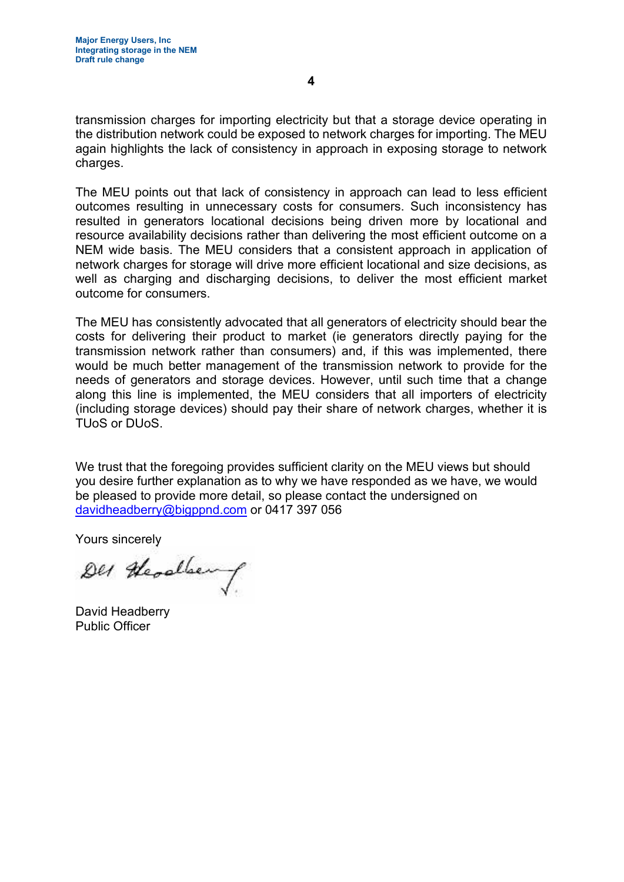transmission charges for importing electricity but that a storage device operating in the distribution network could be exposed to network charges for importing. The MEU again highlights the lack of consistency in approach in exposing storage to network charges.

The MEU points out that lack of consistency in approach can lead to less efficient outcomes resulting in unnecessary costs for consumers. Such inconsistency has resulted in generators locational decisions being driven more by locational and resource availability decisions rather than delivering the most efficient outcome on a NEM wide basis. The MEU considers that a consistent approach in application of network charges for storage will drive more efficient locational and size decisions, as well as charging and discharging decisions, to deliver the most efficient market outcome for consumers.

The MEU has consistently advocated that all generators of electricity should bear the costs for delivering their product to market (ie generators directly paying for the transmission network rather than consumers) and, if this was implemented, there would be much better management of the transmission network to provide for the needs of generators and storage devices. However, until such time that a change along this line is implemented, the MEU considers that all importers of electricity (including storage devices) should pay their share of network charges, whether it is TUoS or DUoS.

We trust that the foregoing provides sufficient clarity on the MEU views but should you desire further explanation as to why we have responded as we have, we would be pleased to provide more detail, so please contact the undersigned on davidheadberry@bigppnd.com or 0417 397 056

Yours sincerely

David Headberry
Public Officer